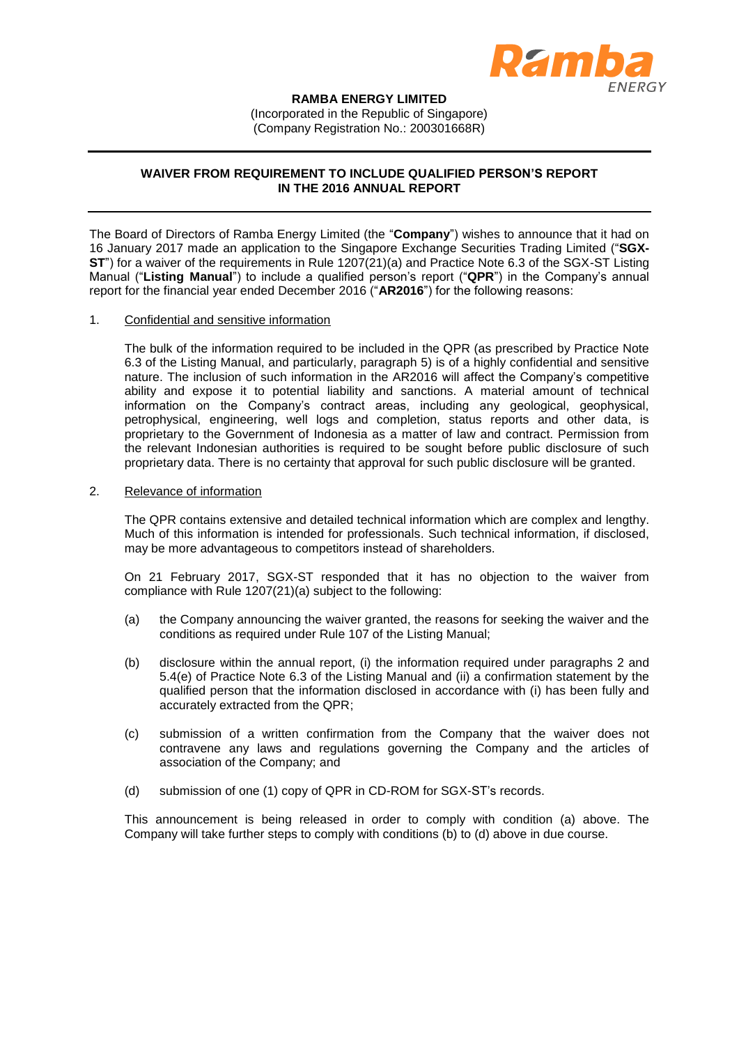**RAMBA ENERGY LIMITED**
(Incorporated in the Republic of Singapore)
(Company Registration No.: 200301668R)

---

**WAIVER FROM REQUIREMENT TO INCLUDE QUALIFIED PERSON'S REPORT IN THE 2016 ANNUAL REPORT**

---

The Board of Directors of Ramba Energy Limited (the "**Company**") wishes to announce that it had on 16 January 2017 made an application to the Singapore Exchange Securities Trading Limited ("**SGX-ST**") for a waiver of the requirements in Rule 1207(21)(a) and Practice Note 6.3 of the SGX-ST Listing Manual ("**Listing Manual**") to include a qualified person's report ("**QPR**") in the Company's annual report for the financial year ended December 2016 ("**AR2016**") for the following reasons:

1. Confidential and sensitive information

   The bulk of the information required to be included in the QPR (as prescribed by Practice Note 6.3 of the Listing Manual, and particularly, paragraph 5) is of a highly confidential and sensitive nature. The inclusion of such information in the AR2016 will affect the Company's competitive ability and expose it to potential liability and sanctions. A material amount of technical information on the Company's contract areas, including any geological, geophysical, petrophysical, engineering, well logs and completion, status reports and other data, is proprietary to the Government of Indonesia as a matter of law and contract. Permission from the relevant Indonesian authorities is required to be sought before public disclosure of such proprietary data. There is no certainty that approval for such public disclosure will be granted.

2. Relevance of information

   The QPR contains extensive and detailed technical information which are complex and lengthy. Much of this information is intended for professionals. Such technical information, if disclosed, may be more advantageous to competitors instead of shareholders.

   On 21 February 2017, SGX-ST responded that it has no objection to the waiver from compliance with Rule 1207(21)(a) subject to the following:

   (a) the Company announcing the waiver granted, the reasons for seeking the waiver and the conditions as required under Rule 107 of the Listing Manual;

   (b) disclosure within the annual report, (i) the information required under paragraphs 2 and 5.4(e) of Practice Note 6.3 of the Listing Manual and (ii) a confirmation statement by the qualified person that the information disclosed in accordance with (i) has been fully and accurately extracted from the QPR;

   (c) submission of a written confirmation from the Company that the waiver does not contravene any laws and regulations governing the Company and the articles of association of the Company; and

   (d) submission of one (1) copy of QPR in CD-ROM for SGX-ST's records.

   This announcement is being released in order to comply with condition (a) above. The Company will take further steps to comply with conditions (b) to (d) above in due course.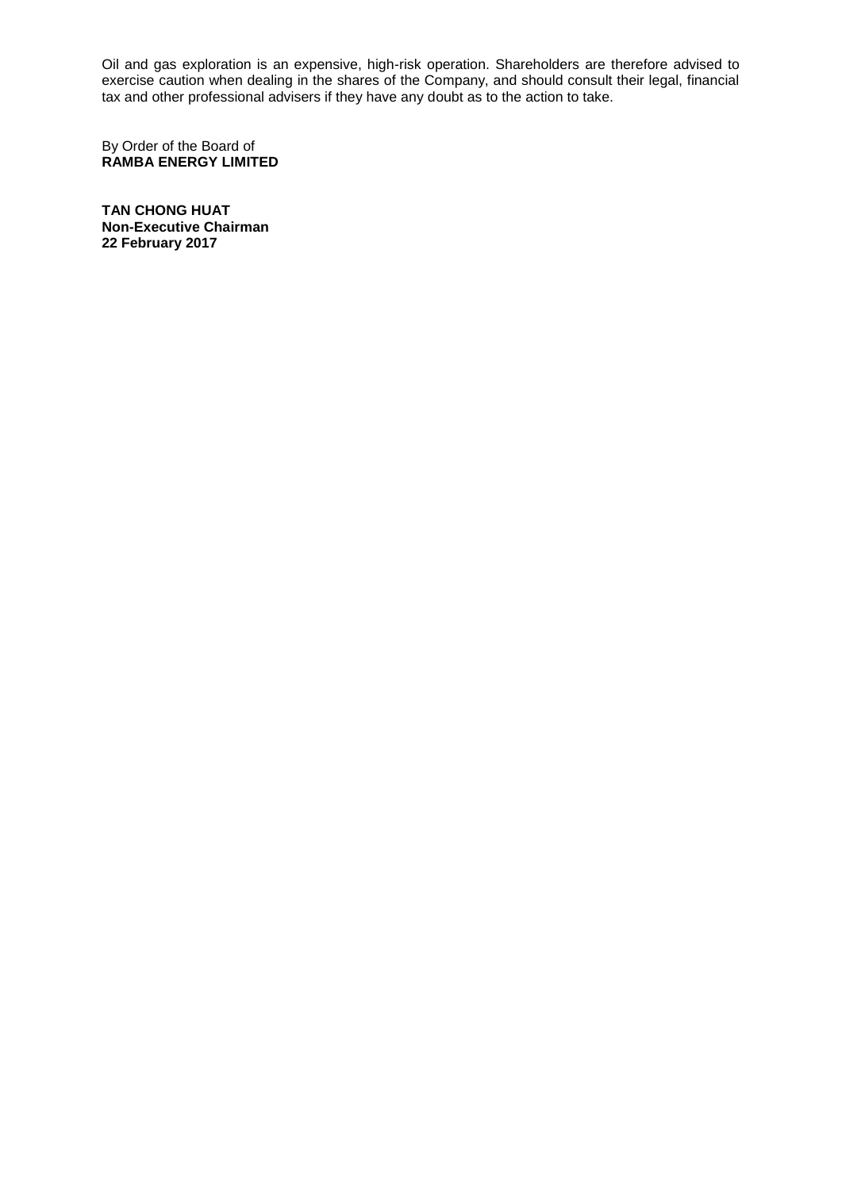Oil and gas exploration is an expensive, high-risk operation. Shareholders are therefore advised to exercise caution when dealing in the shares of the Company, and should consult their legal, financial tax and other professional advisers if they have any doubt as to the action to take.

By Order of the Board of
**RAMBA ENERGY LIMITED**

**TAN CHONG HUAT**
**Non-Executive Chairman**
**22 February 2017**